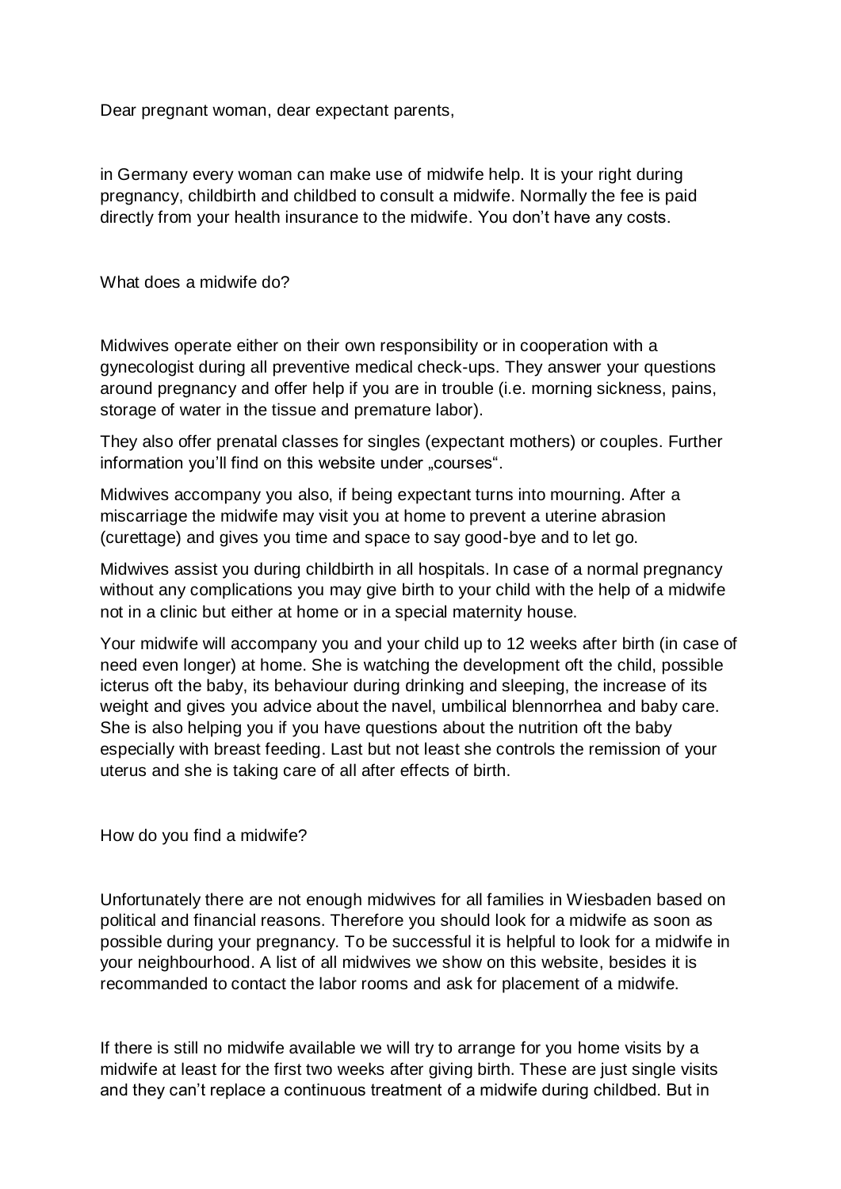Dear pregnant woman, dear expectant parents,

in Germany every woman can make use of midwife help. It is your right during pregnancy, childbirth and childbed to consult a midwife. Normally the fee is paid directly from your health insurance to the midwife. You don't have any costs.

## What does a midwife do?

Midwives operate either on their own responsibility or in cooperation with a gynecologist during all preventive medical check-ups. They answer your questions around pregnancy and offer help if you are in trouble (i.e. morning sickness, pains, storage of water in the tissue and premature labor).

They also offer prenatal classes for singles (expectant mothers) or couples. Further information you'll find on this website under „courses".

Midwives accompany you also, if being expectant turns into mourning. After a miscarriage the midwife may visit you at home to prevent a uterine abrasion (curettage) and gives you time and space to say good-bye and to let go.

Midwives assist you during childbirth in all hospitals. In case of a normal pregnancy without any complications you may give birth to your child with the help of a midwife not in a clinic but either at home or in a special maternity house.

Your midwife will accompany you and your child up to 12 weeks after birth (in case of need even longer) at home. She is watching the development oft the child, possible icterus oft the baby, its behaviour during drinking and sleeping, the increase of its weight and gives you advice about the navel, umbilical blennorrhea and baby care. She is also helping you if you have questions about the nutrition oft the baby especially with breast feeding. Last but not least she controls the remission of your uterus and she is taking care of all after effects of birth.

## How do you find a midwife?

Unfortunately there are not enough midwives for all families in Wiesbaden based on political and financial reasons. Therefore you should look for a midwife as soon as possible during your pregnancy. To be successful it is helpful to look for a midwife in your neighbourhood. A list of all midwives we show on this website, besides it is recommanded to contact the labor rooms and ask for placement of a midwife.

If there is still no midwife available we will try to arrange for you home visits by a midwife at least for the first two weeks after giving birth. These are just single visits and they can't replace a continuous treatment of a midwife during childbed. But in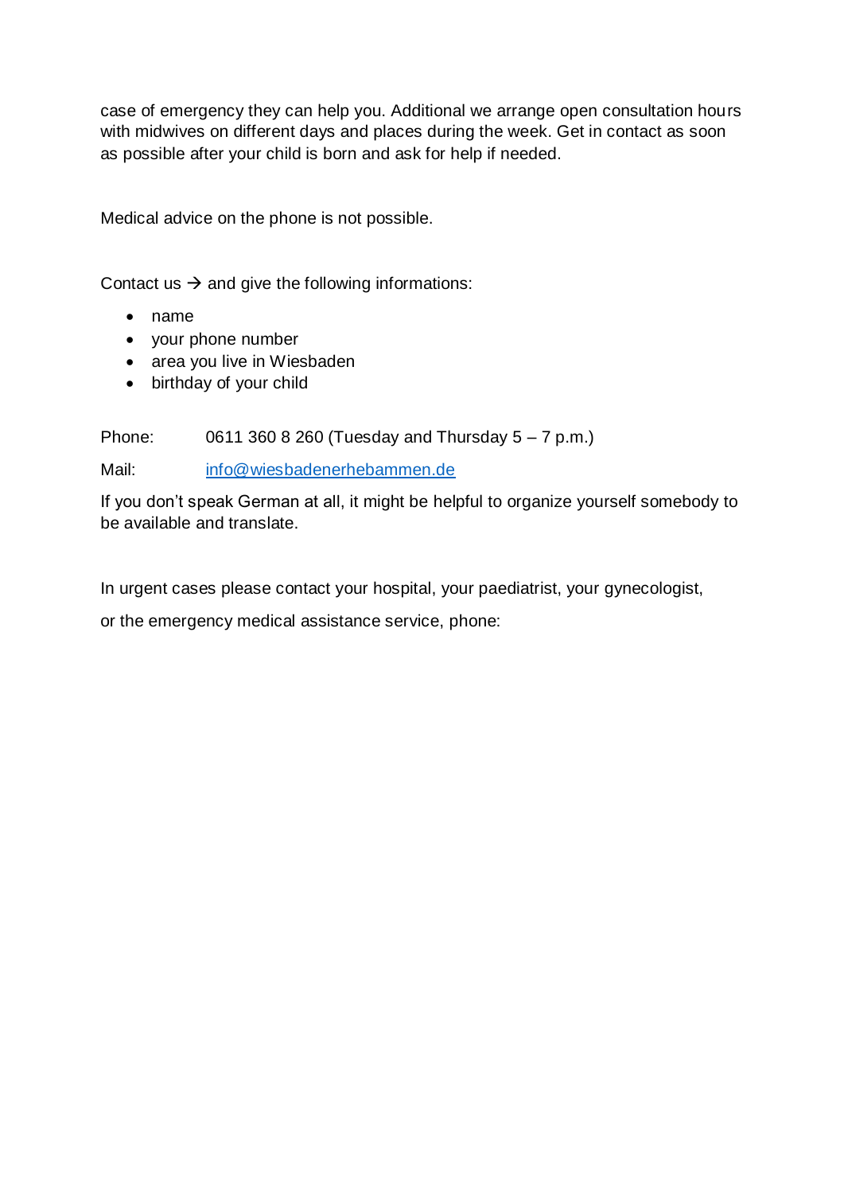case of emergency they can help you. Additional we arrange open consultation hours with midwives on different days and places during the week. Get in contact as soon as possible after your child is born and ask for help if needed.

Medical advice on the phone is not possible.

Contact us → and give the following informations:

- name
- your phone number
- area you live in Wiesbaden
- birthday of your child

Phone: 0611 360 8 260 (Tuesday and Thursday 5 – 7 p.m.)

Mail: info@wiesbadenerhebammen.de

If you don't speak German at all, it might be helpful to organize yourself somebody to be available and translate.

In urgent cases please contact your hospital, your paediatrist, your gynecologist,

or the emergency medical assistance service, phone: